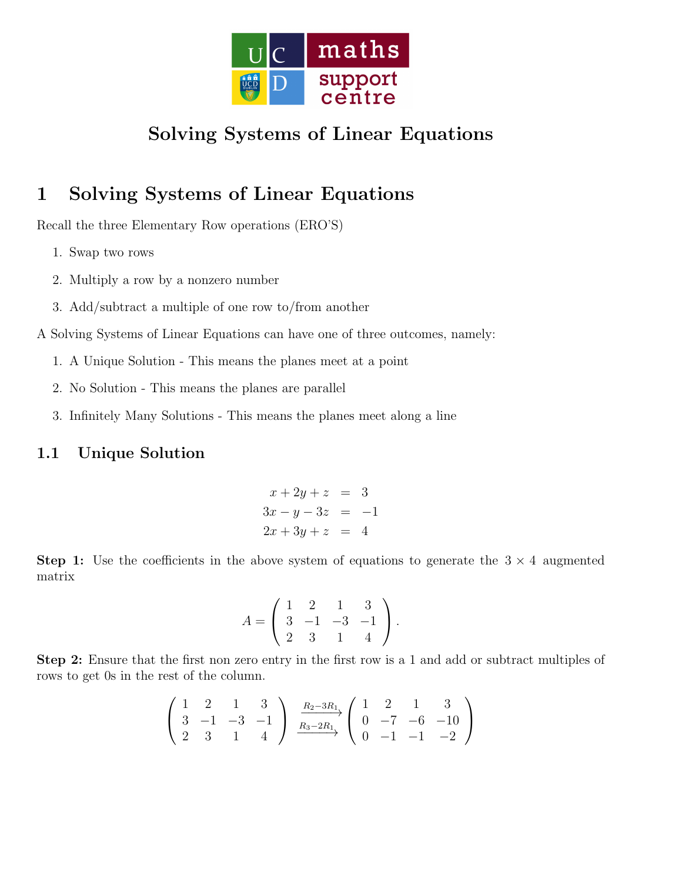# Solving Systems of Linear Equations

## 1 Solving Systems of Linear Equations

Recall the three Elementary Row operations (ERO'S)

1. Swap two rows
2. Multiply a row by a nonzero number
3. Add/subtract a multiple of one row to/from another

A Solving Systems of Linear Equations can have one of three outcomes, namely:

1. A Unique Solution - This means the planes meet at a point
2. No Solution - This means the planes are parallel
3. Infinitely Many Solutions - This means the planes meet along a line

### 1.1 Unique Solution

$$\begin{aligned} x + 2y + z &= 3 \\ 3x - y - 3z &= -1 \\ 2x + 3y + z &= 4 \end{aligned}$$

**Step 1:** Use the coefficients in the above system of equations to generate the $3 \times 4$ augmented matrix

$$A = \begin{pmatrix} 1 & 2 & 1 & 3 \\ 3 & -1 & -3 & -1 \\ 2 & 3 & 1 & 4 \end{pmatrix}.$$

**Step 2:** Ensure that the first non zero entry in the first row is a 1 and add or subtract multiples of rows to get 0s in the rest of the column.

$$\begin{pmatrix} 1 & 2 & 1 & 3 \\ 3 & -1 & -3 & -1 \\ 2 & 3 & 1 & 4 \end{pmatrix} \xrightarrow[R_3 - 2R_1]{R_2 - 3R_1} \begin{pmatrix} 1 & 2 & 1 & 3 \\ 0 & -7 & -6 & -10 \\ 0 & -1 & -1 & -2 \end{pmatrix}$$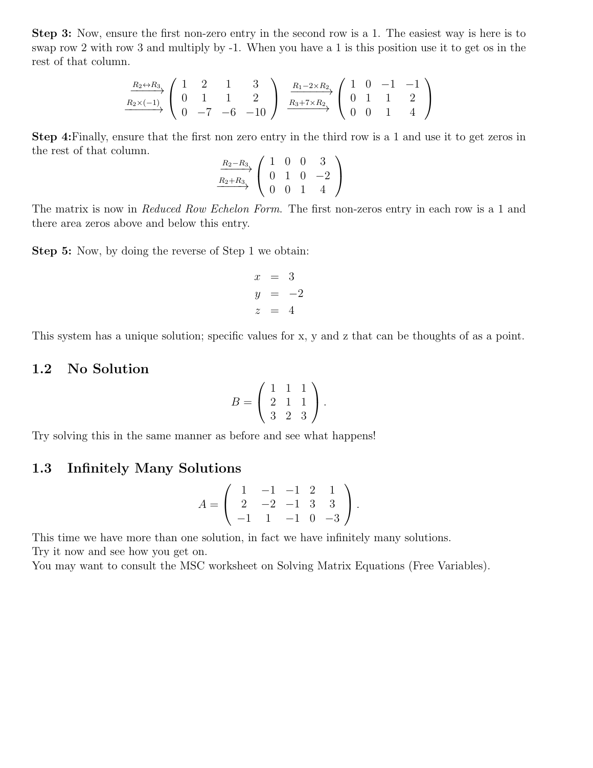**Step 3:** Now, ensure the first non-zero entry in the second row is a 1. The easiest way is here is to swap row 2 with row 3 and multiply by -1. When you have a 1 is this position use it to get os in the rest of that column.

$$\xrightarrow[R_2\times(-1)]{R_2 \leftrightarrow R_3} \begin{pmatrix} 1 & 2 & 1 & 3 \\ 0 & 1 & 1 & 2 \\ 0 & -7 & -6 & -10 \end{pmatrix} \xrightarrow[R_3+7\times R_2]{R_1-2\times R_2} \begin{pmatrix} 1 & 0 & -1 & -1 \\ 0 & 1 & 1 & 2 \\ 0 & 0 & 1 & 4 \end{pmatrix}$$

**Step 4:**Finally, ensure that the first non zero entry in the third row is a 1 and use it to get zeros in the rest of that column.

$$\xrightarrow[R_2+R_3]{R_2-R_3} \begin{pmatrix} 1 & 0 & 0 & 3 \\ 0 & 1 & 0 & -2 \\ 0 & 0 & 1 & 4 \end{pmatrix}$$

The matrix is now in *Reduced Row Echelon Form*. The first non-zeros entry in each row is a 1 and there area zeros above and below this entry.

**Step 5:** Now, by doing the reverse of Step 1 we obtain:

$$\begin{aligned} x &= 3 \\ y &= -2 \\ z &= 4 \end{aligned}$$

This system has a unique solution; specific values for x, y and z that can be thoughts of as a point.

## 1.2 No Solution

$$B = \begin{pmatrix} 1 & 1 & 1 \\ 2 & 1 & 1 \\ 3 & 2 & 3 \end{pmatrix}.$$

Try solving this in the same manner as before and see what happens!

## 1.3 Infinitely Many Solutions

$$A = \begin{pmatrix} 1 & -1 & -1 & 2 & 1 \\ 2 & -2 & -1 & 3 & 3 \\ -1 & 1 & -1 & 0 & -3 \end{pmatrix}.$$

This time we have more than one solution, in fact we have infinitely many solutions.
Try it now and see how you get on.
You may want to consult the MSC worksheet on Solving Matrix Equations (Free Variables).